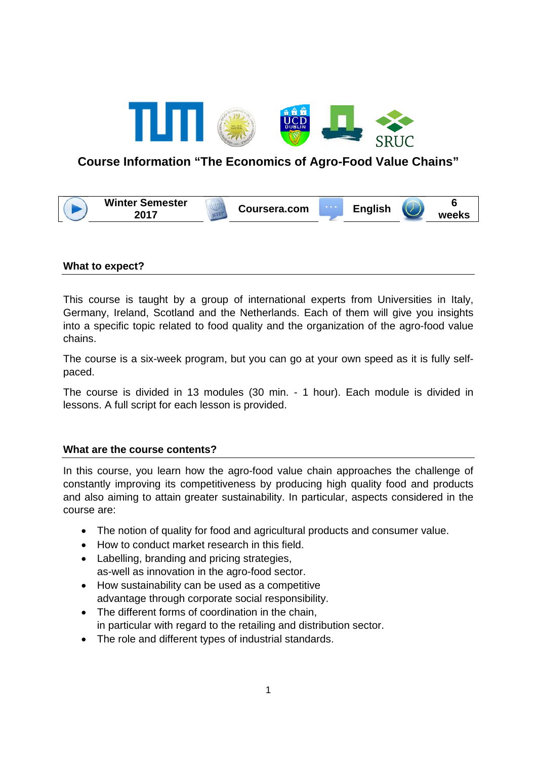# Course Information "The Economics of Agro-Food Value Chains"

| Winter Semester 2017 | Coursera.com | English | 6 weeks |
| --- | --- | --- | --- |

## What to expect?

This course is taught by a group of international experts from Universities in Italy, Germany, Ireland, Scotland and the Netherlands. Each of them will give you insights into a specific topic related to food quality and the organization of the agro-food value chains.

The course is a six-week program, but you can go at your own speed as it is fully self-paced.

The course is divided in 13 modules (30 min. - 1 hour). Each module is divided in lessons. A full script for each lesson is provided.

## What are the course contents?

In this course, you learn how the agro-food value chain approaches the challenge of constantly improving its competitiveness by producing high quality food and products and also aiming to attain greater sustainability. In particular, aspects considered in the course are:

- The notion of quality for food and agricultural products and consumer value.
- How to conduct market research in this field.
- Labelling, branding and pricing strategies, as-well as innovation in the agro-food sector.
- How sustainability can be used as a competitive advantage through corporate social responsibility.
- The different forms of coordination in the chain, in particular with regard to the retailing and distribution sector.
- The role and different types of industrial standards.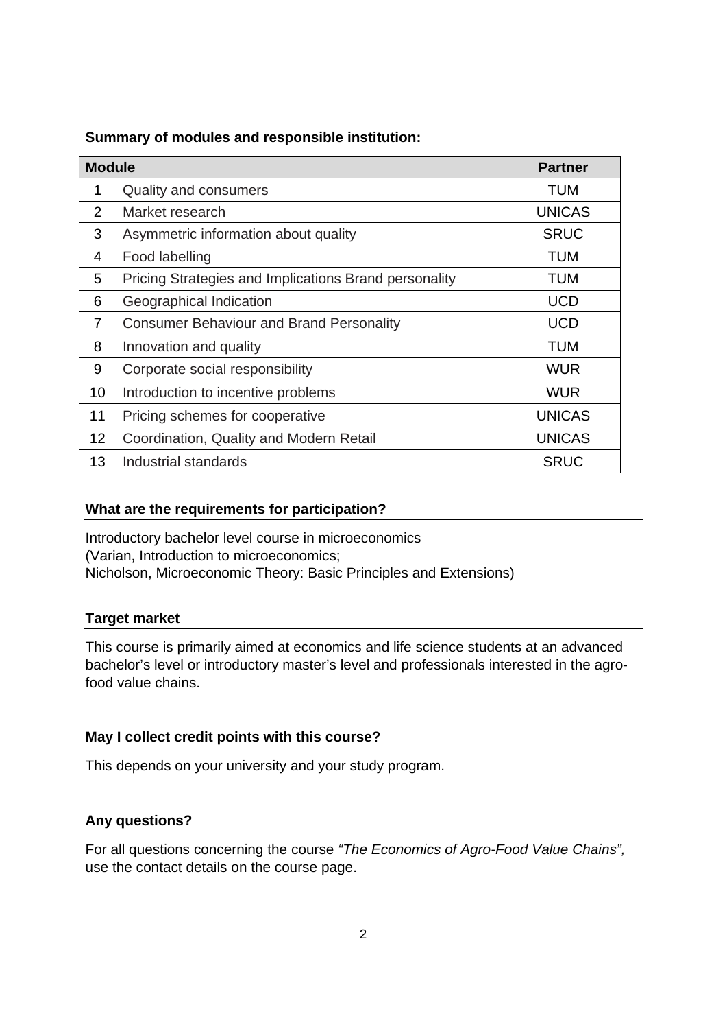**Summary of modules and responsible institution:**

| Module | | Partner |
|---|---|---|
| 1 | Quality and consumers | TUM |
| 2 | Market research | UNICAS |
| 3 | Asymmetric information about quality | SRUC |
| 4 | Food labelling | TUM |
| 5 | Pricing Strategies and Implications Brand personality | TUM |
| 6 | Geographical Indication | UCD |
| 7 | Consumer Behaviour and Brand Personality | UCD |
| 8 | Innovation and quality | TUM |
| 9 | Corporate social responsibility | WUR |
| 10 | Introduction to incentive problems | WUR |
| 11 | Pricing schemes for cooperative | UNICAS |
| 12 | Coordination, Quality and Modern Retail | UNICAS |
| 13 | Industrial standards | SRUC |

## What are the requirements for participation?

Introductory bachelor level course in microeconomics
(Varian, Introduction to microeconomics;
Nicholson, Microeconomic Theory: Basic Principles and Extensions)

## Target market

This course is primarily aimed at economics and life science students at an advanced bachelor's level or introductory master's level and professionals interested in the agro-food value chains.

## May I collect credit points with this course?

This depends on your university and your study program.

## Any questions?

For all questions concerning the course *"The Economics of Agro-Food Value Chains",* use the contact details on the course page.